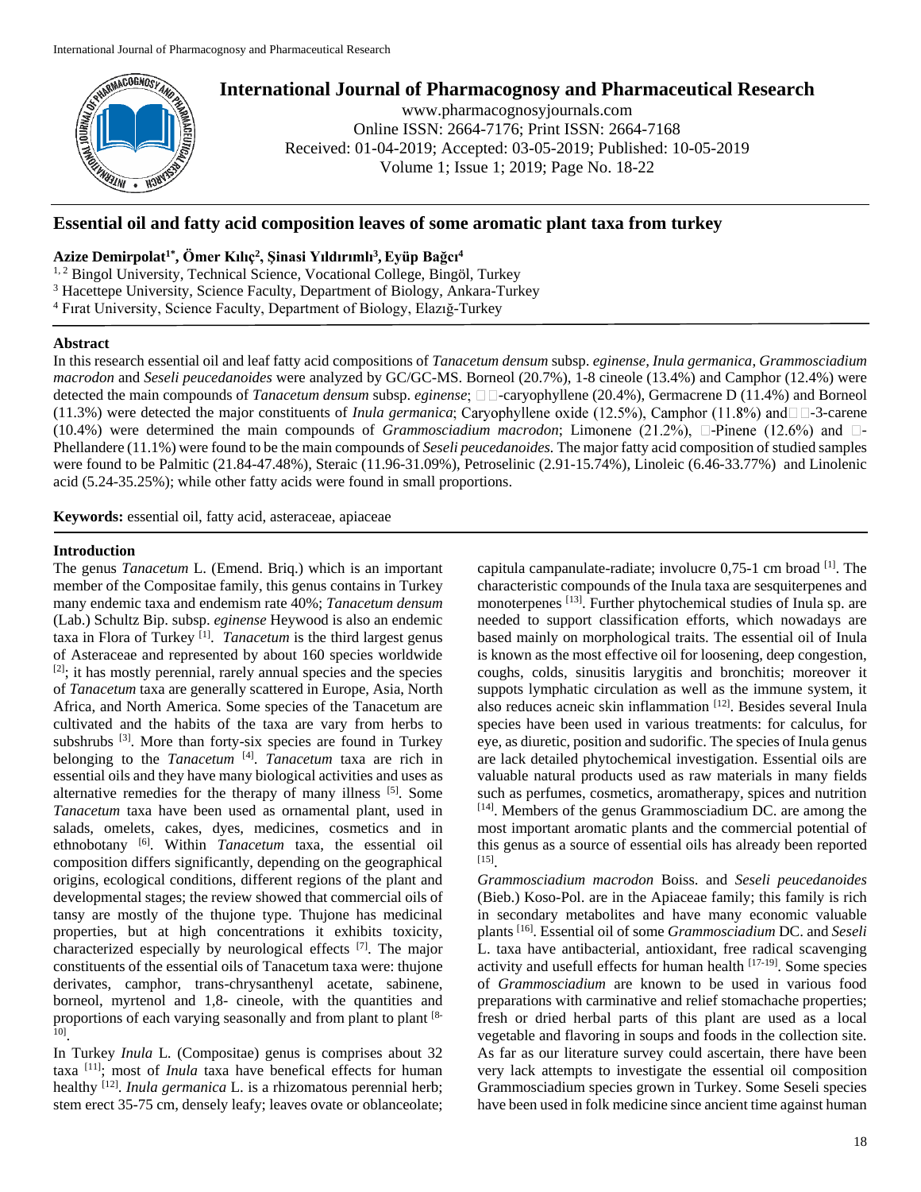# Essential oil and fatty acid composition leaves of some aromatic plant taxa from turkey

**Azize Demirpolat[1*], Ömer Kılıç[2], Şinasi Yıldırımlı[3], Eyüp Bağcı[4]**

[1, 2] Bingol University, Technical Science, Vocational College, Bingöl, Turkey
[3] Hacettepe University, Science Faculty, Department of Biology, Ankara-Turkey
[4] Fırat University, Science Faculty, Department of Biology, Elazığ-Turkey

## Abstract

In this research essential oil and leaf fatty acid compositions of *Tanacetum densum* subsp. *eginense*, *Inula germanica*, *Grammosciadium macrodon* and *Seseli peucedanoides* were analyzed by GC/GC-MS. Borneol (20.7%), 1-8 cineole (13.4%) and Camphor (12.4%) were detected the main compounds of *Tanacetum densum* subsp. *eginense*; -caryophyllene (20.4%), Germacrene D (11.4%) and Borneol (11.3%) were detected the major constituents of *Inula germanica*; Caryophyllene oxide (12.5%), Camphor (11.8%) and -3-carene (10.4%) were determined the main compounds of *Grammosciadium macrodon*; Limonene (21.2%), -Pinene (12.6%) and -Phellandere (11.1%) were found to be the main compounds of *Seseli peucedanoides.* The major fatty acid composition of studied samples were found to be Palmitic (21.84-47.48%), Steraic (11.96-31.09%), Petroselinic (2.91-15.74%), Linoleic (6.46-33.77%) and Linolenic acid (5.24-35.25%); while other fatty acids were found in small proportions.

**Keywords:** essential oil, fatty acid, asteraceae, apiaceae

## Introduction

The genus *Tanacetum* L. (Emend. Briq.) which is an important member of the Compositae family, this genus contains in Turkey many endemic taxa and endemism rate 40%; *Tanacetum densum* (Lab.) Schultz Bip. subsp. *eginense* Heywood is also an endemic taxa in Flora of Turkey [1]. *Tanacetum* is the third largest genus of Asteraceae and represented by about 160 species worldwide [2]; it has mostly perennial, rarely annual species and the species of *Tanacetum* taxa are generally scattered in Europe, Asia, North Africa, and North America. Some species of the Tanacetum are cultivated and the habits of the taxa are vary from herbs to subshrubs [3]. More than forty-six species are found in Turkey belonging to the *Tanacetum* [4]. *Tanacetum* taxa are rich in essential oils and they have many biological activities and uses as alternative remedies for the therapy of many illness [5]. Some *Tanacetum* taxa have been used as ornamental plant, used in salads, omelets, cakes, dyes, medicines, cosmetics and in ethnobotany [6]. Within *Tanacetum* taxa, the essential oil composition differs significantly, depending on the geographical origins, ecological conditions, different regions of the plant and developmental stages; the review showed that commercial oils of tansy are mostly of the thujone type. Thujone has medicinal properties, but at high concentrations it exhibits toxicity, characterized especially by neurological effects [7]. The major constituents of the essential oils of Tanacetum taxa were: thujone derivates, camphor, trans-chrysanthenyl acetate, sabinene, borneol, myrtenol and 1,8- cineole, with the quantities and proportions of each varying seasonally and from plant to plant [8-10].

In Turkey *Inula* L. (Compositae) genus is comprises about 32 taxa [11]; most of *Inula* taxa have benefical effects for human healthy [12]. *Inula germanica* L. is a rhizomatous perennial herb; stem erect 35-75 cm, densely leafy; leaves ovate or oblanceolate; capitula campanulate-radiate; involucre 0,75-1 cm broad [1]. The characteristic compounds of the Inula taxa are sesquiterpenes and monoterpenes [13]. Further phytochemical studies of Inula sp. are needed to support classification efforts, which nowadays are based mainly on morphological traits. The essential oil of Inula is known as the most effective oil for loosening, deep congestion, coughs, colds, sinusitis larygitis and bronchitis; moreover it suppots lymphatic circulation as well as the immune system, it also reduces acneic skin inflammation [12]. Besides several Inula species have been used in various treatments: for calculus, for eye, as diuretic, position and sudorific. The species of Inula genus are lack detailed phytochemical investigation. Essential oils are valuable natural products used as raw materials in many fields such as perfumes, cosmetics, aromatherapy, spices and nutrition [14]. Members of the genus Grammosciadium DC. are among the most important aromatic plants and the commercial potential of this genus as a source of essential oils has already been reported [15].

*Grammosciadium macrodon* Boiss. and *Seseli peucedanoides* (Bieb.) Koso-Pol. are in the Apiaceae family; this family is rich in secondary metabolites and have many economic valuable plants [16]. Essential oil of some *Grammosciadium* DC. and *Seseli* L. taxa have antibacterial, antioxidant, free radical scavenging activity and usefull effects for human health [17-19]. Some species of *Grammosciadium* are known to be used in various food preparations with carminative and relief stomachache properties; fresh or dried herbal parts of this plant are used as a local vegetable and flavoring in soups and foods in the collection site. As far as our literature survey could ascertain, there have been very lack attempts to investigate the essential oil composition Grammosciadium species grown in Turkey. Some Seseli species have been used in folk medicine since ancient time against human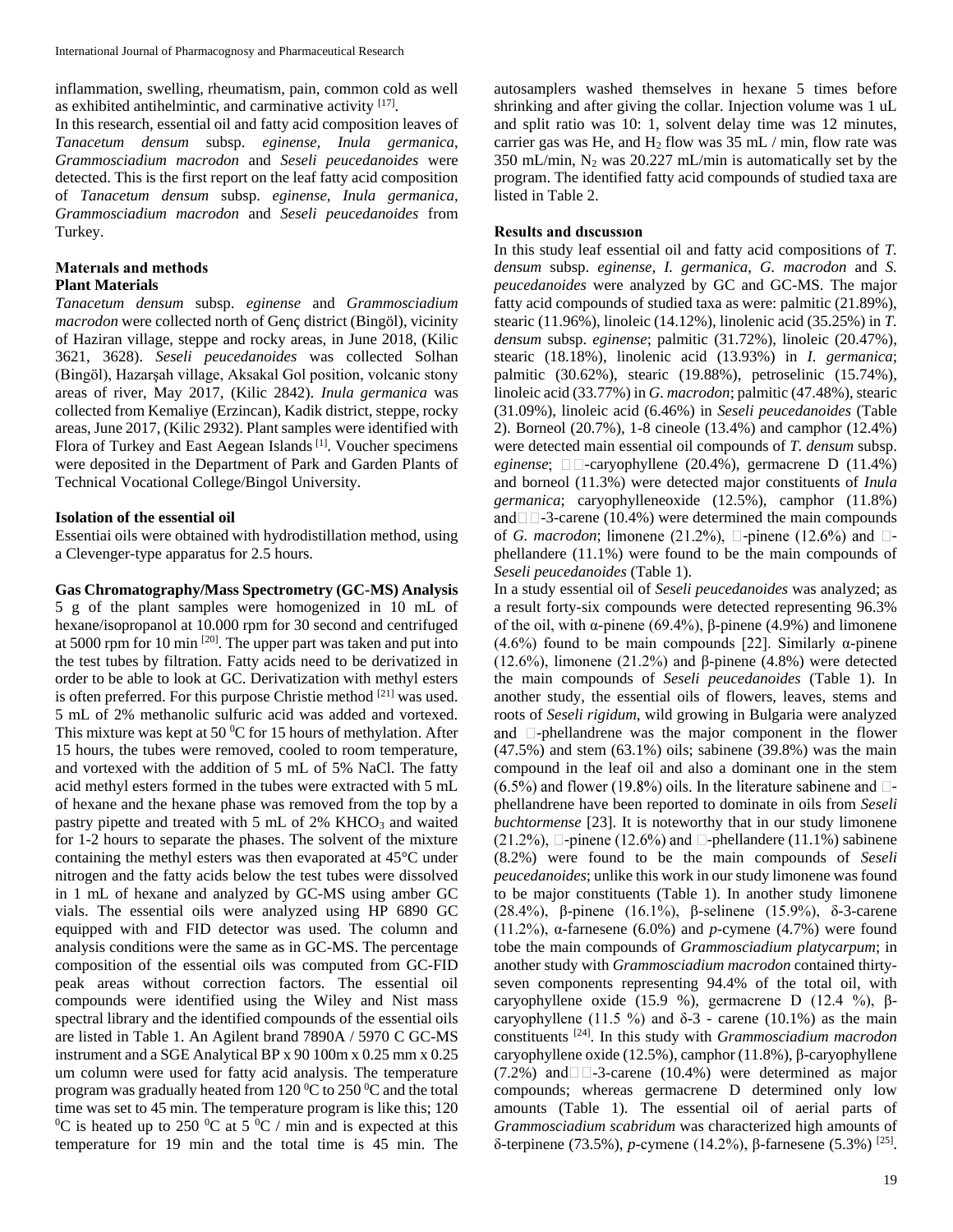inflammation, swelling, rheumatism, pain, common cold as well as exhibited antihelmintic, and carminative activity [17].

In this research, essential oil and fatty acid composition leaves of *Tanacetum densum* subsp. *eginense*, *Inula germanica*, *Grammosciadium macrodon* and *Seseli peucedanoides* were detected. This is the first report on the leaf fatty acid composition of *Tanacetum densum* subsp. *eginense, Inula germanica*, *Grammosciadium macrodon* and *Seseli peucedanoides* from Turkey.

## Materıals and methods

### Plant Materials

*Tanacetum densum* subsp. *eginense* and *Grammosciadium macrodon* were collected north of Genç district (Bingöl), vicinity of Haziran village, steppe and rocky areas, in June 2018, (Kilic 3621, 3628). *Seseli peucedanoides* was collected Solhan (Bingöl), Hazarşah village, Aksakal Gol position, volcanic stony areas of river, May 2017, (Kilic 2842). *Inula germanica* was collected from Kemaliye (Erzincan), Kadik district, steppe, rocky areas, June 2017, (Kilic 2932). Plant samples were identified with Flora of Turkey and East Aegean Islands [1]. Voucher specimens were deposited in the Department of Park and Garden Plants of Technical Vocational College/Bingol University.

### Isolation of the essential oil

Essentiai oils were obtained with hydrodistillation method, using a Clevenger-type apparatus for 2.5 hours.

### Gas Chromatography/Mass Spectrometry (GC-MS) Analysis

5 g of the plant samples were homogenized in 10 mL of hexane/isopropanol at 10.000 rpm for 30 second and centrifuged at 5000 rpm for 10 min [20]. The upper part was taken and put into the test tubes by filtration. Fatty acids need to be derivatized in order to be able to look at GC. Derivatization with methyl esters is often preferred. For this purpose Christie method [21] was used. 5 mL of 2% methanolic sulfuric acid was added and vortexed. This mixture was kept at 50 $^0$C for 15 hours of methylation. After 15 hours, the tubes were removed, cooled to room temperature, and vortexed with the addition of 5 mL of 5% NaCl. The fatty acid methyl esters formed in the tubes were extracted with 5 mL of hexane and the hexane phase was removed from the top by a pastry pipette and treated with 5 mL of 2% $KHCO_3$ and waited for 1-2 hours to separate the phases. The solvent of the mixture containing the methyl esters was then evaporated at 45°C under nitrogen and the fatty acids below the test tubes were dissolved in 1 mL of hexane and analyzed by GC-MS using amber GC vials. The essential oils were analyzed using HP 6890 GC equipped with and FID detector was used. The column and analysis conditions were the same as in GC-MS. The percentage composition of the essential oils was computed from GC-FID peak areas without correction factors. The essential oil compounds were identified using the Wiley and Nist mass spectral library and the identified compounds of the essential oils are listed in Table 1. An Agilent brand 7890A / 5970 C GC-MS instrument and a SGE Analytical BP x 90 100m x 0.25 mm x 0.25 um column were used for fatty acid analysis. The temperature program was gradually heated from 120 $^0$C to 250 $^0$C and the total time was set to 45 min. The temperature program is like this; 120 $^0$C is heated up to 250 $^0$C at 5 $^0$C / min and is expected at this temperature for 19 min and the total time is 45 min. The autosamplers washed themselves in hexane 5 times before shrinking and after giving the collar. Injection volume was 1 uL and split ratio was 10: 1, solvent delay time was 12 minutes, carrier gas was He, and $H_2$ flow was 35 mL / min, flow rate was 350 mL/min, $N_2$ was 20.227 mL/min is automatically set by the program. The identified fatty acid compounds of studied taxa are listed in Table 2.

## Results and dıscussıon

In this study leaf essential oil and fatty acid compositions of *T. densum* subsp. *eginense, I. germanica*, *G. macrodon* and *S. peucedanoides* were analyzed by GC and GC-MS. The major fatty acid compounds of studied taxa as were: palmitic (21.89%), stearic (11.96%), linoleic (14.12%), linolenic acid (35.25%) in *T. densum* subsp. *eginense*; palmitic (31.72%), linoleic (20.47%), stearic (18.18%), linolenic acid (13.93%) in *I. germanica*; palmitic (30.62%), stearic (19.88%), petroselinic (15.74%), linoleic acid (33.77%) in *G. macrodon*; palmitic (47.48%), stearic (31.09%), linoleic acid (6.46%) in *Seseli peucedanoides* (Table 2). Borneol (20.7%), 1-8 cineole (13.4%) and camphor (12.4%) were detected main essential oil compounds of *T. densum* subsp. *eginense*; -caryophyllene (20.4%), germacrene D (11.4%) and borneol (11.3%) were detected major constituents of *Inula germanica*; caryophylleneoxide (12.5%), camphor (11.8%) and -3-carene (10.4%) were determined the main compounds of *G. macrodon*; limonene (21.2%), -pinene (12.6%) and -phellandere (11.1%) were found to be the main compounds of *Seseli peucedanoides* (Table 1).

In a study essential oil of *Seseli peucedanoides* was analyzed; as a result forty-six compounds were detected representing 96.3% of the oil, with α-pinene (69.4%), β-pinene (4.9%) and limonene (4.6%) found to be main compounds [22]. Similarly α-pinene (12.6%), limonene (21.2%) and β-pinene (4.8%) were detected the main compounds of *Seseli peucedanoides* (Table 1). In another study, the essential oils of flowers, leaves, stems and roots of *Seseli rigidum*, wild growing in Bulgaria were analyzed and -phellandrene was the major component in the flower (47.5%) and stem (63.1%) oils; sabinene (39.8%) was the main compound in the leaf oil and also a dominant one in the stem (6.5%) and flower (19.8%) oils. In the literature sabinene and -phellandrene have been reported to dominate in oils from *Seseli buchtormense* [23]. It is noteworthy that in our study limonene (21.2%), -pinene (12.6%) and -phellandere (11.1%) sabinene (8.2%) were found to be the main compounds of *Seseli peucedanoides*; unlike this work in our study limonene was found to be major constituents (Table 1). In another study limonene (28.4%), β-pinene (16.1%), β-selinene (15.9%), δ-3-carene (11.2%), α-farnesene (6.0%) and *p*-cymene (4.7%) were found tobe the main compounds of *Grammosciadium platycarpum*; in another study with *Grammosciadium macrodon* contained thirty-seven components representing 94.4% of the total oil, with caryophyllene oxide (15.9 %), germacrene D (12.4 %), β-caryophyllene (11.5 %) and δ-3 - carene (10.1%) as the main constituents [24]. In this study with *Grammosciadium macrodon* caryophyllene oxide (12.5%), camphor (11.8%), β-caryophyllene (7.2%) and -3-carene (10.4%) were determined as major compounds; whereas germacrene D determined only low amounts (Table 1). The essential oil of aerial parts of *Grammosciadium scabridum* was characterized high amounts of δ-terpinene (73.5%), *p*-cymene (14.2%), β-farnesene (5.3%) [25].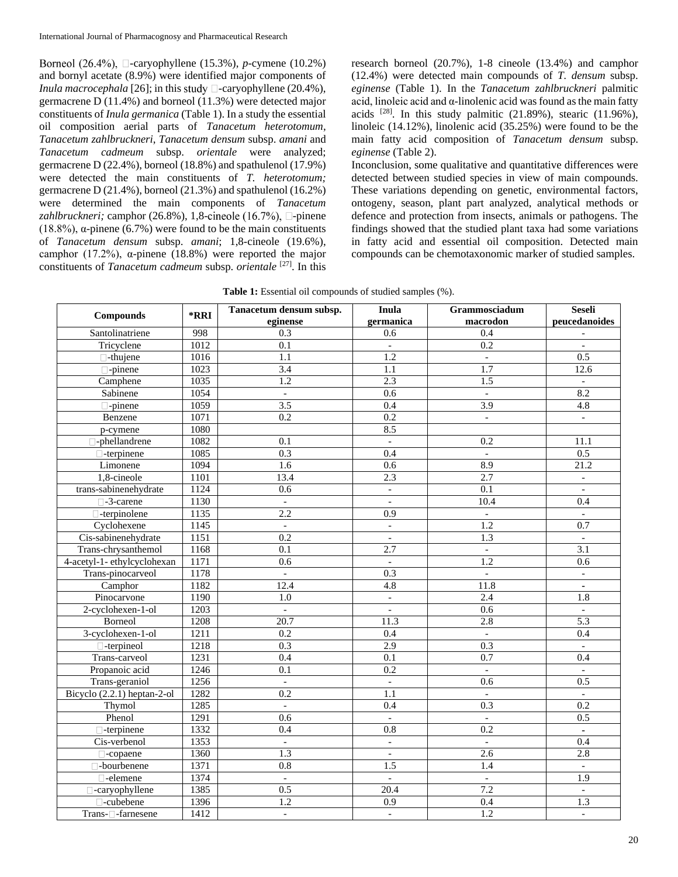Borneol (26.4%), -caryophyllene (15.3%), *p*-cymene (10.2%) and bornyl acetate (8.9%) were identified major components of *Inula macrocephala* [26]; in this study -caryophyllene (20.4%), germacrene D (11.4%) and borneol (11.3%) were detected major constituents of *Inula germanica* (Table 1). In a study the essential oil composition aerial parts of *Tanacetum heterotomum*, *Tanacetum zahlbruckneri*, *Tanacetum densum* subsp. *amani* and *Tanacetum cadmeum* subsp. *orientale* were analyzed; germacrene D (22.4%), borneol (18.8%) and spathulenol (17.9%) were detected the main constituents of *T. heterotomum;* germacrene D (21.4%), borneol (21.3%) and spathulenol (16.2%) were determined the main components of *Tanacetum zahlbruckneri;* camphor (26.8%), 1,8-cineole (16.7%), -pinene (18.8%), α-pinene (6.7%) were found to be the main constituents of *Tanacetum densum* subsp. *amani*; 1,8-cineole (19.6%), camphor (17.2%), α-pinene (18.8%) were reported the major constituents of *Tanacetum cadmeum* subsp. *orientale* [27]. In this research borneol (20.7%), 1-8 cineole (13.4%) and camphor (12.4%) were detected main compounds of *T. densum* subsp. *eginense* (Table 1). In the *Tanacetum zahlbruckneri* palmitic acid, linoleic acid and α-linolenic acid was found as the main fatty acids [28]. In this study palmitic (21.89%), stearic (11.96%), linoleic (14.12%), linolenic acid (35.25%) were found to be the main fatty acid composition of *Tanacetum densum* subsp. *eginense* (Table 2).

Inconclusion, some qualitative and quantitative differences were detected between studied species in view of main compounds. These variations depending on genetic, environmental factors, ontogeny, season, plant part analyzed, analytical methods or defence and protection from insects, animals or pathogens. The findings showed that the studied plant taxa had some variations in fatty acid and essential oil composition. Detected main compounds can be chemotaxonomic marker of studied samples.

**Table 1:** Essential oil compounds of studied samples (%).

| Compounds | *RRI | Tanacetum densum subsp. eginense | Inula germanica | Grammosciadum macrodon | Seseli peucedanoides |
|---|---|---|---|---|---|
| Santolinatriene | 998 | 0.3 | 0.6 | 0.4 | - |
| Tricyclene | 1012 | 0.1 | - | 0.2 | - |
| -thujene | 1016 | 1.1 | 1.2 | - | 0.5 |
| -pinene | 1023 | 3.4 | 1.1 | 1.7 | 12.6 |
| Camphene | 1035 | 1.2 | 2.3 | 1.5 | - |
| Sabinene | 1054 | - | 0.6 | - | 8.2 |
| -pinene | 1059 | 3.5 | 0.4 | 3.9 | 4.8 |
| Benzene | 1071 | 0.2 | 0.2 | - | - |
| p-cymene | 1080 | | 8.5 | | |
| -phellandrene | 1082 | 0.1 | - | 0.2 | 11.1 |
| -terpinene | 1085 | 0.3 | 0.4 | - | 0.5 |
| Limonene | 1094 | 1.6 | 0.6 | 8.9 | 21.2 |
| 1,8-cineole | 1101 | 13.4 | 2.3 | 2.7 | - |
| trans-sabinenehydrate | 1124 | 0.6 | - | 0.1 | - |
| -3-carene | 1130 | - | - | 10.4 | 0.4 |
| -terpinolene | 1135 | 2.2 | 0.9 | - | - |
| Cyclohexene | 1145 | - | - | 1.2 | 0.7 |
| Cis-sabinenehydrate | 1151 | 0.2 | - | 1.3 | - |
| Trans-chrysanthemol | 1168 | 0.1 | 2.7 | - | 3.1 |
| 4-acetyl-1- ethylcyclohexan | 1171 | 0.6 | - | 1.2 | 0.6 |
| Trans-pinocarveol | 1178 | - | 0.3 | - | - |
| Camphor | 1182 | 12.4 | 4.8 | 11.8 | - |
| Pinocarvone | 1190 | 1.0 | - | 2.4 | 1.8 |
| 2-cyclohexen-1-ol | 1203 | - | - | 0.6 | - |
| Borneol | 1208 | 20.7 | 11.3 | 2.8 | 5.3 |
| 3-cyclohexen-1-ol | 1211 | 0.2 | 0.4 | - | 0.4 |
| -terpineol | 1218 | 0.3 | 2.9 | 0.3 | - |
| Trans-carveol | 1231 | 0.4 | 0.1 | 0.7 | 0.4 |
| Propanoic acid | 1246 | 0.1 | 0.2 | - | - |
| Trans-geraniol | 1256 | - | - | 0.6 | 0.5 |
| Bicyclo (2.2.1) heptan-2-ol | 1282 | 0.2 | 1.1 | - | - |
| Thymol | 1285 | - | 0.4 | 0.3 | 0.2 |
| Phenol | 1291 | 0.6 | - | - | 0.5 |
| -terpinene | 1332 | 0.4 | 0.8 | 0.2 | - |
| Cis-verbenol | 1353 | - | - | - | 0.4 |
| -copaene | 1360 | 1.3 | - | 2.6 | 2.8 |
| -bourbenene | 1371 | 0.8 | 1.5 | 1.4 | - |
| -elemene | 1374 | - | - | - | 1.9 |
| -caryophyllene | 1385 | 0.5 | 20.4 | 7.2 | - |
| -cubebene | 1396 | 1.2 | 0.9 | 0.4 | 1.3 |
| Trans--farnesene | 1412 | - | - | 1.2 | - |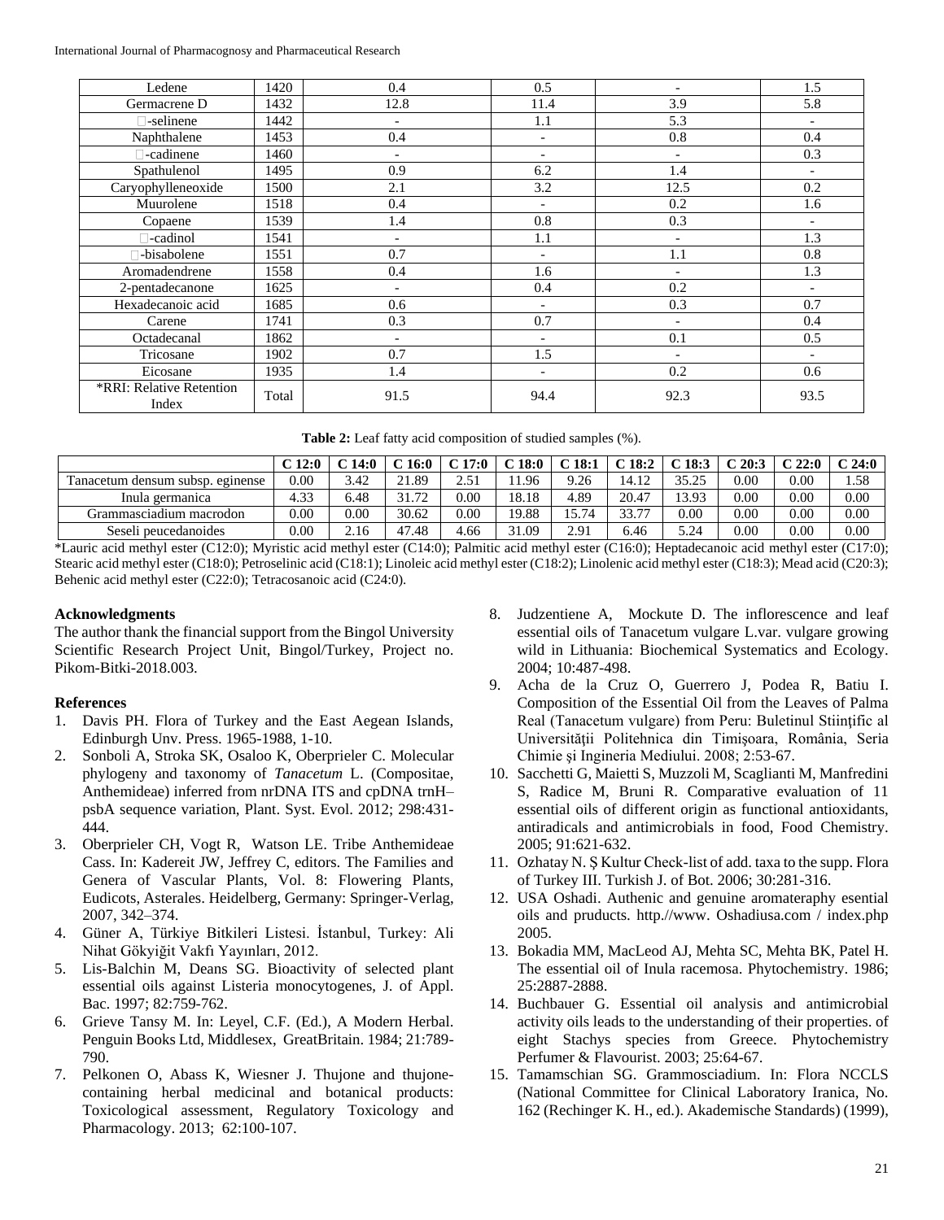| | | | | | |
|---|---|---|---|---|---|
| Ledene | 1420 | 0.4 | 0.5 | - | 1.5 |
| Germacrene D | 1432 | 12.8 | 11.4 | 3.9 | 5.8 |
| -selinene | 1442 | - | 1.1 | 5.3 | - |
| Naphthalene | 1453 | 0.4 | - | 0.8 | 0.4 |
| -cadinene | 1460 | - | - | - | 0.3 |
| Spathulenol | 1495 | 0.9 | 6.2 | 1.4 | - |
| Caryophylleneoxide | 1500 | 2.1 | 3.2 | 12.5 | 0.2 |
| Muurolene | 1518 | 0.4 | - | 0.2 | 1.6 |
| Copaene | 1539 | 1.4 | 0.8 | 0.3 | - |
| -cadinol | 1541 | - | 1.1 | - | 1.3 |
| -bisabolene | 1551 | 0.7 | - | 1.1 | 0.8 |
| Aromadendrene | 1558 | 0.4 | 1.6 | - | 1.3 |
| 2-pentadecanone | 1625 | - | 0.4 | 0.2 | - |
| Hexadecanoic acid | 1685 | 0.6 | - | 0.3 | 0.7 |
| Carene | 1741 | 0.3 | 0.7 | - | 0.4 |
| Octadecanal | 1862 | - | - | 0.1 | 0.5 |
| Tricosane | 1902 | 0.7 | 1.5 | - | - |
| Eicosane | 1935 | 1.4 | - | 0.2 | 0.6 |
| *RRI: Relative Retention Index | Total | 91.5 | 94.4 | 92.3 | 93.5 |

**Table 2:** Leaf fatty acid composition of studied samples (%).

| | C 12:0 | C 14:0 | C 16:0 | C 17:0 | C 18:0 | C 18:1 | C 18:2 | C 18:3 | C 20:3 | C 22:0 | C 24:0 |
|---|---|---|---|---|---|---|---|---|---|---|---|
| Tanacetum densum subsp. eginense | 0.00 | 3.42 | 21.89 | 2.51 | 11.96 | 9.26 | 14.12 | 35.25 | 0.00 | 0.00 | 1.58 |
| Inula germanica | 4.33 | 6.48 | 31.72 | 0.00 | 18.18 | 4.89 | 20.47 | 13.93 | 0.00 | 0.00 | 0.00 |
| Grammasciadium macrodon | 0.00 | 0.00 | 30.62 | 0.00 | 19.88 | 15.74 | 33.77 | 0.00 | 0.00 | 0.00 | 0.00 |
| Seseli peucedanoides | 0.00 | 2.16 | 47.48 | 4.66 | 31.09 | 2.91 | 6.46 | 5.24 | 0.00 | 0.00 | 0.00 |

*Lauric acid methyl ester (C12:0); Myristic acid methyl ester (C14:0); Palmitic acid methyl ester (C16:0); Heptadecanoic acid methyl ester (C17:0); Stearic acid methyl ester (C18:0); Petroselinic acid (C18:1); Linoleic acid methyl ester (C18:2); Linolenic acid methyl ester (C18:3); Mead acid (C20:3); Behenic acid methyl ester (C22:0); Tetracosanoic acid (C24:0).

## Acknowledgments

The author thank the financial support from the Bingol University Scientific Research Project Unit, Bingol/Turkey, Project no. Pikom-Bitki-2018.003.

## References

1. Davis PH. Flora of Turkey and the East Aegean Islands, Edinburgh Unv. Press. 1965-1988, 1-10.
2. Sonboli A, Stroka SK, Osaloo K, Oberprieler C. Molecular phylogeny and taxonomy of *Tanacetum* L. (Compositae, Anthemideae) inferred from nrDNA ITS and cpDNA trnH–psbA sequence variation, Plant. Syst. Evol. 2012; 298:431-444.
3. Oberprieler CH, Vogt R, Watson LE. Tribe Anthemideae Cass. In: Kadereit JW, Jeffrey C, editors. The Families and Genera of Vascular Plants, Vol. 8: Flowering Plants, Eudicots, Asterales. Heidelberg, Germany: Springer-Verlag, 2007, 342–374.
4. Güner A, Türkiye Bitkileri Listesi. İstanbul, Turkey: Ali Nihat Gökyiğit Vakfı Yayınları, 2012.
5. Lis-Balchin M, Deans SG. Bioactivity of selected plant essential oils against Listeria monocytogenes, J. of Appl. Bac. 1997; 82:759-762.
6. Grieve Tansy M. In: Leyel, C.F. (Ed.), A Modern Herbal. Penguin Books Ltd, Middlesex, GreatBritain. 1984; 21:789-790.
7. Pelkonen O, Abass K, Wiesner J. Thujone and thujone-containing herbal medicinal and botanical products: Toxicological assessment, Regulatory Toxicology and Pharmacology. 2013; 62:100-107.
8. Judzentiene A, Mockute D. The inflorescence and leaf essential oils of Tanacetum vulgare L.var. vulgare growing wild in Lithuania: Biochemical Systematics and Ecology. 2004; 10:487-498.
9. Acha de la Cruz O, Guerrero J, Podea R, Batiu I. Composition of the Essential Oil from the Leaves of Palma Real (Tanacetum vulgare) from Peru: Buletinul Stiinţific al Universităţii Politehnica din Timişoara, România, Seria Chimie şi Ingineria Mediului. 2008; 2:53-67.
10. Sacchetti G, Maietti S, Muzzoli M, Scaglianti M, Manfredini S, Radice M, Bruni R. Comparative evaluation of 11 essential oils of different origin as functional antioxidants, antiradicals and antimicrobials in food, Food Chemistry. 2005; 91:621-632.
11. Ozhatay N. Ş Kultur Check-list of add. taxa to the supp. Flora of Turkey III. Turkish J. of Bot. 2006; 30:281-316.
12. USA Oshadi. Authenic and genuine aromateraphy esential oils and pruducts. http.//www. Oshadiusa.com / index.php 2005.
13. Bokadia MM, MacLeod AJ, Mehta SC, Mehta BK, Patel H. The essential oil of Inula racemosa. Phytochemistry. 1986; 25:2887-2888.
14. Buchbauer G. Essential oil analysis and antimicrobial activity oils leads to the understanding of their properties. of eight Stachys species from Greece. Phytochemistry Perfumer & Flavourist. 2003; 25:64-67.
15. Tamamschian SG. Grammosciadium. In: Flora NCCLS (National Committee for Clinical Laboratory Iranica, No. 162 (Rechinger K. H., ed.). Akademische Standards) (1999),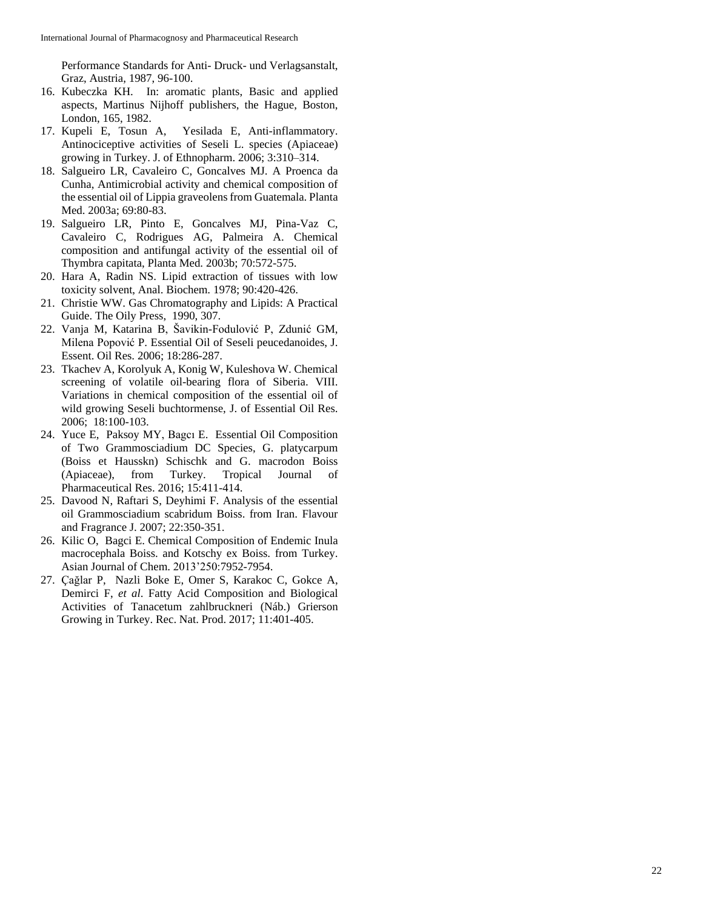Performance Standards for Anti- Druck- und Verlagsanstalt, Graz, Austria, 1987, 96-100.

16. Kubeczka KH. In: aromatic plants, Basic and applied aspects, Martinus Nijhoff publishers, the Hague, Boston, London, 165, 1982.
17. Kupeli E, Tosun A, Yesilada E, Anti-inflammatory. Antinociceptive activities of Seseli L. species (Apiaceae) growing in Turkey. J. of Ethnopharm. 2006; 3:310–314.
18. Salgueiro LR, Cavaleiro C, Goncalves MJ. A Proenca da Cunha, Antimicrobial activity and chemical composition of the essential oil of Lippia graveolens from Guatemala. Planta Med. 2003a; 69:80-83.
19. Salgueiro LR, Pinto E, Goncalves MJ, Pina-Vaz C, Cavaleiro C, Rodrigues AG, Palmeira A. Chemical composition and antifungal activity of the essential oil of Thymbra capitata, Planta Med. 2003b; 70:572-575.
20. Hara A, Radin NS. Lipid extraction of tissues with low toxicity solvent, Anal. Biochem. 1978; 90:420-426.
21. Christie WW. Gas Chromatography and Lipids: A Practical Guide. The Oily Press, 1990, 307.
22. Vanja M, Katarina B, Šavikin-Fodulović P, Zdunić GM, Milena Popović P. Essential Oil of Seseli peucedanoides, J. Essent. Oil Res. 2006; 18:286-287.
23. Tkachev A, Korolyuk A, Konig W, Kuleshova W. Chemical screening of volatile oil-bearing flora of Siberia. VIII. Variations in chemical composition of the essential oil of wild growing Seseli buchtormense, J. of Essential Oil Res. 2006; 18:100-103.
24. Yuce E, Paksoy MY, Bagcı E. Essential Oil Composition of Two Grammosciadium DC Species, G. platycarpum (Boiss et Hausskn) Schischk and G. macrodon Boiss (Apiaceae), from Turkey. Tropical Journal of Pharmaceutical Res. 2016; 15:411-414.
25. Davood N, Raftari S, Deyhimi F. Analysis of the essential oil Grammosciadium scabridum Boiss. from Iran. Flavour and Fragrance J. 2007; 22:350-351.
26. Kilic O, Bagci E. Chemical Composition of Endemic Inula macrocephala Boiss. and Kotschy ex Boiss. from Turkey. Asian Journal of Chem. 2013'250:7952-7954.
27. Çağlar P, Nazli Boke E, Omer S, Karakoc C, Gokce A, Demirci F, *et al*. Fatty Acid Composition and Biological Activities of Tanacetum zahlbruckneri (Náb.) Grierson Growing in Turkey. Rec. Nat. Prod. 2017; 11:401-405.